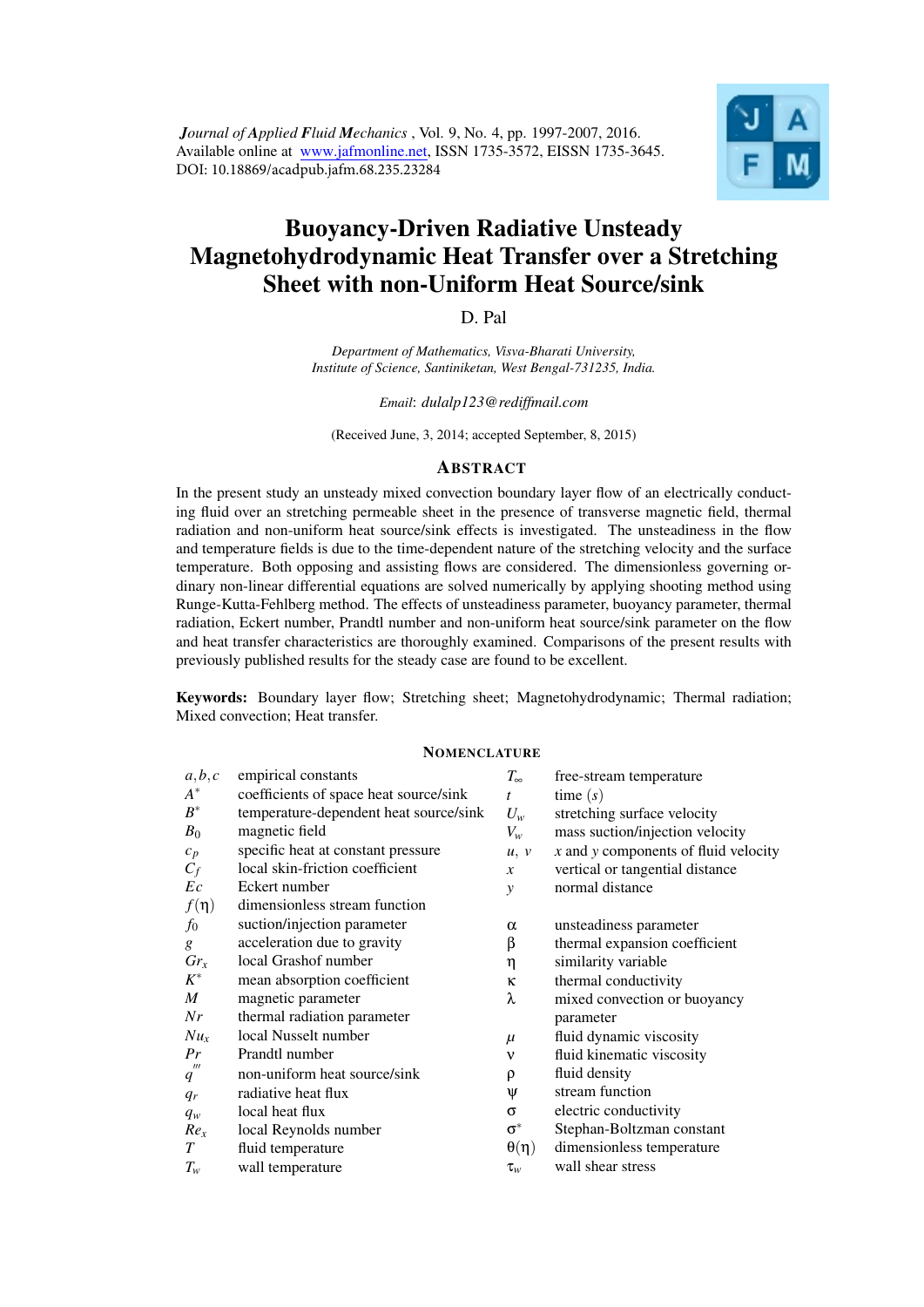*Journal of Applied Fluid Mechanics* , Vol. 9, No. 4, pp. 1997-2007, 2016.
Available online at www.jafmonline.net, ISSN 1735-3572, EISSN 1735-3645.
DOI: 10.18869/acadpub.jafm.68.235.23284

# Buoyancy-Driven Radiative Unsteady Magnetohydrodynamic Heat Transfer over a Stretching Sheet with non-Uniform Heat Source/sink

D. Pal

*Department of Mathematics, Visva-Bharati University, Institute of Science, Santiniketan, West Bengal-731235, India.*

*Email*: *dulalp123@rediffmail.com*

(Received June, 3, 2014; accepted September, 8, 2015)

## ABSTRACT

In the present study an unsteady mixed convection boundary layer flow of an electrically conducting fluid over an stretching permeable sheet in the presence of transverse magnetic field, thermal radiation and non-uniform heat source/sink effects is investigated. The unsteadiness in the flow and temperature fields is due to the time-dependent nature of the stretching velocity and the surface temperature. Both opposing and assisting flows are considered. The dimensionless governing ordinary non-linear differential equations are solved numerically by applying shooting method using Runge-Kutta-Fehlberg method. The effects of unsteadiness parameter, buoyancy parameter, thermal radiation, Eckert number, Prandtl number and non-uniform heat source/sink parameter on the flow and heat transfer characteristics are thoroughly examined. Comparisons of the present results with previously published results for the steady case are found to be excellent.

**Keywords:** Boundary layer flow; Stretching sheet; Magnetohydrodynamic; Thermal radiation; Mixed convection; Heat transfer.

## NOMENCLATURE

| | | | |
|---|---|---|---|
| $a,b,c$ | empirical constants | $T_\infty$ | free-stream temperature |
| $A^*$ | coefficients of space heat source/sink | $t$ | time $(s)$ |
| $B^*$ | temperature-dependent heat source/sink | $U_w$ | stretching surface velocity |
| $B_0$ | magnetic field | $V_w$ | mass suction/injection velocity |
| $c_p$ | specific heat at constant pressure | $u,\ v$ | $x$ and $y$ components of fluid velocity |
| $C_f$ | local skin-friction coefficient | $x$ | vertical or tangential distance |
| $Ec$ | Eckert number | $y$ | normal distance |
| $f(\eta)$ | dimensionless stream function | | |
| $f_0$ | suction/injection parameter | $\alpha$ | unsteadiness parameter |
| $g$ | acceleration due to gravity | $\beta$ | thermal expansion coefficient |
| $Gr_x$ | local Grashof number | $\eta$ | similarity variable |
| $K^*$ | mean absorption coefficient | $\kappa$ | thermal conductivity |
| $M$ | magnetic parameter | $\lambda$ | mixed convection or buoyancy parameter |
| $Nr$ | thermal radiation parameter | | |
| $Nu_x$ | local Nusselt number | $\mu$ | fluid dynamic viscosity |
| $Pr$ | Prandtl number | $\nu$ | fluid kinematic viscosity |
| $q'''$ | non-uniform heat source/sink | $\rho$ | fluid density |
| $q_r$ | radiative heat flux | $\psi$ | stream function |
| $q_w$ | local heat flux | $\sigma$ | electric conductivity |
| $Re_x$ | local Reynolds number | $\sigma^*$ | Stephan-Boltzman constant |
| $T$ | fluid temperature | $\theta(\eta)$ | dimensionless temperature |
| $T_w$ | wall temperature | $\tau_w$ | wall shear stress |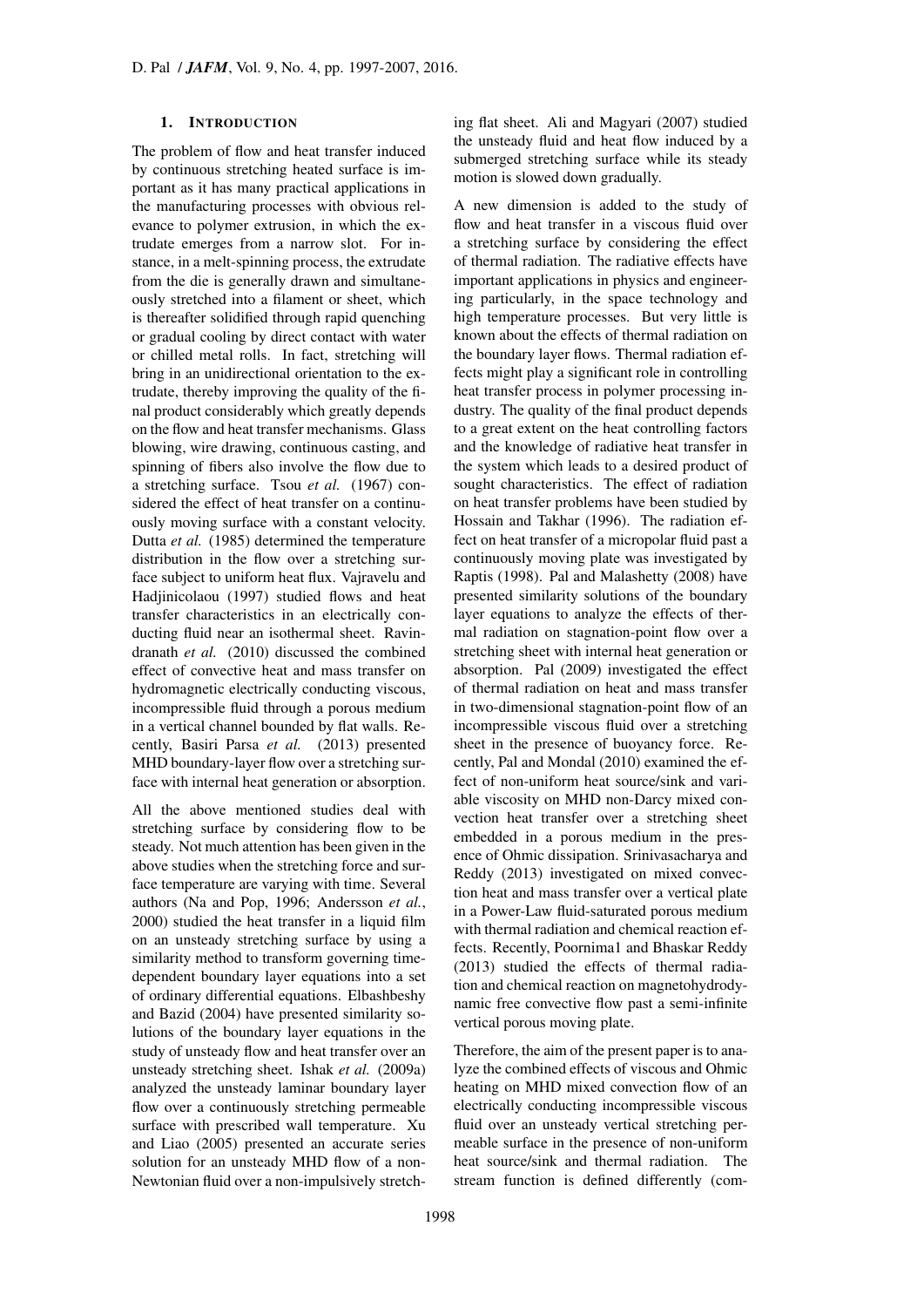## 1. INTRODUCTION

The problem of flow and heat transfer induced by continuous stretching heated surface is important as it has many practical applications in the manufacturing processes with obvious relevance to polymer extrusion, in which the extrudate emerges from a narrow slot. For instance, in a melt-spinning process, the extrudate from the die is generally drawn and simultaneously stretched into a filament or sheet, which is thereafter solidified through rapid quenching or gradual cooling by direct contact with water or chilled metal rolls. In fact, stretching will bring in an unidirectional orientation to the extrudate, thereby improving the quality of the final product considerably which greatly depends on the flow and heat transfer mechanisms. Glass blowing, wire drawing, continuous casting, and spinning of fibers also involve the flow due to a stretching surface. Tsou *et al.* (1967) considered the effect of heat transfer on a continuously moving surface with a constant velocity. Dutta *et al.* (1985) determined the temperature distribution in the flow over a stretching surface subject to uniform heat flux. Vajravelu and Hadjinicolaou (1997) studied flows and heat transfer characteristics in an electrically conducting fluid near an isothermal sheet. Ravindranath *et al.* (2010) discussed the combined effect of convective heat and mass transfer on hydromagnetic electrically conducting viscous, incompressible fluid through a porous medium in a vertical channel bounded by flat walls. Recently, Basiri Parsa *et al.* (2013) presented MHD boundary-layer flow over a stretching surface with internal heat generation or absorption.

All the above mentioned studies deal with stretching surface by considering flow to be steady. Not much attention has been given in the above studies when the stretching force and surface temperature are varying with time. Several authors (Na and Pop, 1996; Andersson *et al.*, 2000) studied the heat transfer in a liquid film on an unsteady stretching surface by using a similarity method to transform governing time-dependent boundary layer equations into a set of ordinary differential equations. Elbashbeshy and Bazid (2004) have presented similarity solutions of the boundary layer equations in the study of unsteady flow and heat transfer over an unsteady stretching sheet. Ishak *et al.* (2009a) analyzed the unsteady laminar boundary layer flow over a continuously stretching permeable surface with prescribed wall temperature. Xu and Liao (2005) presented an accurate series solution for an unsteady MHD flow of a non-Newtonian fluid over a non-impulsively stretching flat sheet. Ali and Magyari (2007) studied the unsteady fluid and heat flow induced by a submerged stretching surface while its steady motion is slowed down gradually.

A new dimension is added to the study of flow and heat transfer in a viscous fluid over a stretching surface by considering the effect of thermal radiation. The radiative effects have important applications in physics and engineering particularly, in the space technology and high temperature processes. But very little is known about the effects of thermal radiation on the boundary layer flows. Thermal radiation effects might play a significant role in controlling heat transfer process in polymer processing industry. The quality of the final product depends to a great extent on the heat controlling factors and the knowledge of radiative heat transfer in the system which leads to a desired product of sought characteristics. The effect of radiation on heat transfer problems have been studied by Hossain and Takhar (1996). The radiation effect on heat transfer of a micropolar fluid past a continuously moving plate was investigated by Raptis (1998). Pal and Malashetty (2008) have presented similarity solutions of the boundary layer equations to analyze the effects of thermal radiation on stagnation-point flow over a stretching sheet with internal heat generation or absorption. Pal (2009) investigated the effect of thermal radiation on heat and mass transfer in two-dimensional stagnation-point flow of an incompressible viscous fluid over a stretching sheet in the presence of buoyancy force. Recently, Pal and Mondal (2010) examined the effect of non-uniform heat source/sink and variable viscosity on MHD non-Darcy mixed convection heat transfer over a stretching sheet embedded in a porous medium in the presence of Ohmic dissipation. Srinivasacharya and Reddy (2013) investigated on mixed convection heat and mass transfer over a vertical plate in a Power-Law fluid-saturated porous medium with thermal radiation and chemical reaction effects. Recently, Poornima1 and Bhaskar Reddy (2013) studied the effects of thermal radiation and chemical reaction on magnetohydrodynamic free convective flow past a semi-infinite vertical porous moving plate.

Therefore, the aim of the present paper is to analyze the combined effects of viscous and Ohmic heating on MHD mixed convection flow of an electrically conducting incompressible viscous fluid over an unsteady vertical stretching permeable surface in the presence of non-uniform heat source/sink and thermal radiation. The stream function is defined differently (com-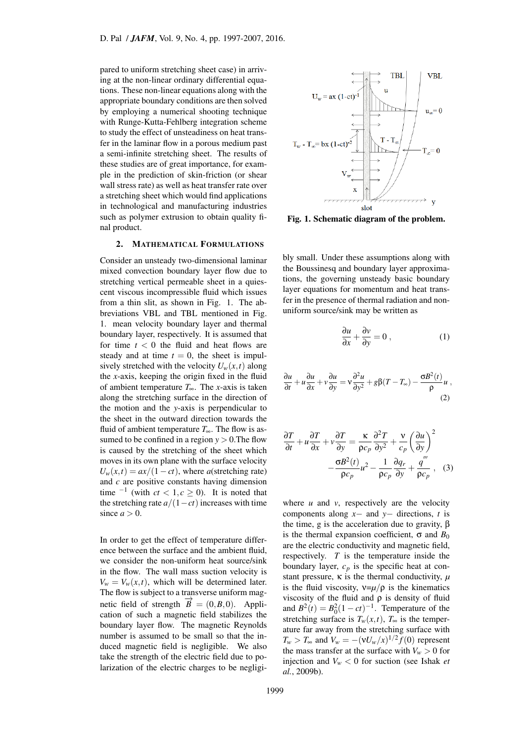pared to uniform stretching sheet case) in arriving at the non-linear ordinary differential equations. These non-linear equations along with the appropriate boundary conditions are then solved by employing a numerical shooting technique with Runge-Kutta-Fehlberg integration scheme to study the effect of unsteadiness on heat transfer in the laminar flow in a porous medium past a semi-infinite stretching sheet. The results of these studies are of great importance, for example in the prediction of skin-friction (or shear wall stress rate) as well as heat transfer rate over a stretching sheet which would find applications in technological and manufacturing industries such as polymer extrusion to obtain quality final product.

## 2. Mathematical Formulations

Consider an unsteady two-dimensional laminar mixed convection boundary layer flow due to stretching vertical permeable sheet in a quiescent viscous incompressible fluid which issues from a thin slit, as shown in Fig. 1. The abbreviations VBL and TBL mentioned in Fig. 1. mean velocity boundary layer and thermal boundary layer, respectively. It is assumed that for time $t < 0$ the fluid and heat flows are steady and at time $t = 0$, the sheet is impulsively stretched with the velocity $U_w(x,t)$ along the $x$-axis, keeping the origin fixed in the fluid of ambient temperature $T_\infty$. The $x$-axis is taken along the stretching surface in the direction of the motion and the $y$-axis is perpendicular to the sheet in the outward direction towards the fluid of ambient temperature $T_\infty$. The flow is assumed to be confined in a region $y > 0$.The flow is caused by the stretching of the sheet which moves in its own plane with the surface velocity $U_w(x,t) = ax/(1-ct)$, where $a$(stretching rate) and $c$ are positive constants having dimension time $^{-1}$ (with $ct < 1, c \geq 0$). It is noted that the stretching rate $a/(1-ct)$ increases with time since $a > 0$.

In order to get the effect of temperature difference between the surface and the ambient fluid, we consider the non-uniform heat source/sink in the flow. The wall mass suction velocity is $V_w = V_w(x,t)$, which will be determined later. The flow is subject to a transverse uniform magnetic field of strength $\overrightarrow{B} = (0,B,0)$. Application of such a magnetic field stabilizes the boundary layer flow. The magnetic Reynolds number is assumed to be small so that the induced magnetic field is negligible. We also take the strength of the electric field due to polarization of the electric charges to be negligibly small. Under these assumptions along with the Boussinesq and boundary layer approximations, the governing unsteady basic boundary layer equations for momentum and heat transfer in the presence of thermal radiation and non-uniform source/sink may be written as

Fig. 1. Schematic diagram of the problem.

$$\frac{\partial u}{\partial x} + \frac{\partial v}{\partial y} = 0\,, \tag{1}$$

$$\frac{\partial u}{\partial t} + u\frac{\partial u}{\partial x} + v\frac{\partial u}{\partial y} = \nu\frac{\partial^2 u}{\partial y^2} + g\beta(T - T_\infty) - \frac{\sigma B^2(t)}{\rho}u\,, \tag{2}$$

$$\frac{\partial T}{\partial t} + u\frac{\partial T}{\partial x} + v\frac{\partial T}{\partial y} = \frac{\kappa}{\rho c_p}\frac{\partial^2 T}{\partial y^2} + \frac{\nu}{c_p}\left(\frac{\partial u}{\partial y}\right)^2 - \frac{\sigma B^2(t)}{\rho c_p}u^2 - \frac{1}{\rho c_p}\frac{\partial q_r}{\partial y} + \frac{q'''}{\rho c_p}\,, \tag{3}$$

where $u$ and $v$, respectively are the velocity components along $x-$ and $y-$ directions, $t$ is the time, g is the acceleration due to gravity, $\beta$ is the thermal expansion coefficient, $\sigma$ and $B_0$ are the electric conductivity and magnetic field, respectively. $T$ is the temperature inside the boundary layer, $c_p$ is the specific heat at constant pressure, $\kappa$ is the thermal conductivity, $\mu$ is the fluid viscosity, $\nu$=$\mu/\rho$ is the kinematics viscosity of the fluid and $\rho$ is density of fluid and $B^2(t) = B_0^2(1-ct)^{-1}$. Temperature of the stretching surface is $T_w(x,t)$, $T_\infty$ is the temperature far away from the stretching surface with $T_w > T_\infty$ and $V_w = -(\nu U_w/x)^{1/2}f(0)$ represent the mass transfer at the surface with $V_w > 0$ for injection and $V_w < 0$ for suction (see Ishak *et al.*, 2009b).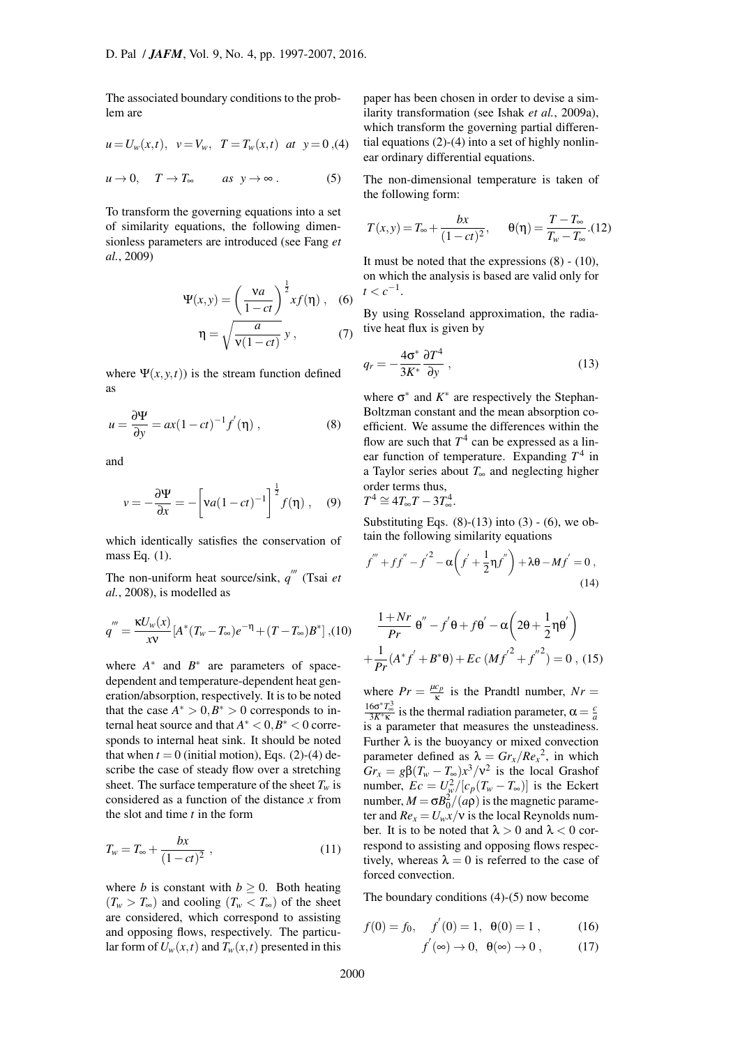The associated boundary conditions to the problem are

$$u = U_w(x,t), \;\; v = V_w, \;\; T = T_w(x,t) \;\; at \;\; y = 0 \,, \tag{4}$$

$$u \to 0, \quad T \to T_\infty \qquad as \;\; y \to \infty \,. \tag{5}$$

To transform the governing equations into a set of similarity equations, the following dimensionless parameters are introduced (see Fang *et al.*, 2009)

$$\Psi(x,y) = \left(\frac{\nu a}{1-ct}\right)^{\frac{1}{2}} x f(\eta) \,, \tag{6}$$

$$\eta = \sqrt{\frac{a}{\nu(1-ct)}}\, y \,, \tag{7}$$

where $\Psi(x,y,t))$ is the stream function defined as

$$u = \frac{\partial \Psi}{\partial y} = ax(1-ct)^{-1} f^{'}(\eta) \,, \tag{8}$$

and

$$v = -\frac{\partial \Psi}{\partial x} = -\left[\nu a(1-ct)^{-1}\right]^{\frac{1}{2}} f(\eta) \,, \tag{9}$$

which identically satisfies the conservation of mass Eq. (1).

The non-uniform heat source/sink, $q^{'''}$ (Tsai *et al.*, 2008), is modelled as

$$q^{'''} = \frac{\kappa U_w(x)}{x\nu}\left[A^*(T_w - T_\infty)e^{-\eta} + (T - T_\infty)B^*\right] \,, \tag{10}$$

where $A^*$ and $B^*$ are parameters of space-dependent and temperature-dependent heat generation/absorption, respectively. It is to be noted that the case $A^* > 0, B^* > 0$ corresponds to internal heat source and that $A^* < 0, B^* < 0$ corresponds to internal heat sink. It should be noted that when $t = 0$ (initial motion), Eqs. (2)-(4) describe the case of steady flow over a stretching sheet. The surface temperature of the sheet $T_w$ is considered as a function of the distance $x$ from the slot and time $t$ in the form

$$T_w = T_\infty + \frac{bx}{(1-ct)^2} \,, \tag{11}$$

where $b$ is constant with $b \geq 0$. Both heating ($T_w > T_\infty$) and cooling ($T_w < T_\infty$) of the sheet are considered, which correspond to assisting and opposing flows, respectively. The particular form of $U_w(x,t)$ and $T_w(x,t)$ presented in this paper has been chosen in order to devise a similarity transformation (see Ishak *et al.*, 2009a), which transform the governing partial differential equations (2)-(4) into a set of highly nonlinear ordinary differential equations.

The non-dimensional temperature is taken of the following form:

$$T(x,y) = T_\infty + \frac{bx}{(1-ct)^2}, \qquad \theta(\eta) = \frac{T - T_\infty}{T_w - T_\infty} \,. \tag{12}$$

It must be noted that the expressions (8) - (10), on which the analysis is based are valid only for $t < c^{-1}$.

By using Rosseland approximation, the radiative heat flux is given by

$$q_r = -\frac{4\sigma^*}{3K^*}\frac{\partial T^4}{\partial y} \,, \tag{13}$$

where $\sigma^*$ and $K^*$ are respectively the Stephan-Boltzman constant and the mean absorption coefficient. We assume the differences within the flow are such that $T^4$ can be expressed as a linear function of temperature. Expanding $T^4$ in a Taylor series about $T_\infty$ and neglecting higher order terms thus,
$T^4 \cong 4T_\infty T - 3T_\infty^4$.

Substituting Eqs. (8)-(13) into (3) - (6), we obtain the following similarity equations

$$f^{'''} + ff^{''} - f^{'2} - \alpha\left(f^{'} + \frac{1}{2}\eta f^{''}\right) + \lambda\theta - Mf^{'} = 0 \,, \tag{14}$$

$$\frac{1+Nr}{Pr}\,\theta^{''} - f^{'}\theta + f\theta^{'} - \alpha\left(2\theta + \frac{1}{2}\eta\theta^{'}\right) + \frac{1}{Pr}(A^* f^{'} + B^*\theta) + Ec\,(Mf^{'2} + f^{''2}) = 0 \,, \tag{15}$$

where $Pr = \frac{\mu c_p}{\kappa}$ is the Prandtl number, $Nr = \frac{16\sigma^* T_\infty^3}{3K^*\kappa}$ is the thermal radiation parameter, $\alpha = \frac{c}{a}$ is a parameter that measures the unsteadiness. Further $\lambda$ is the buoyancy or mixed convection parameter defined as $\lambda = Gr_x/{Re_x}^2$, in which $Gr_x = g\beta(T_w - T_\infty)x^3/\nu^2$ is the local Grashof number, $Ec = U_w^2/[c_p(T_w - T_\infty)]$ is the Eckert number, $M = \sigma B_0^2/(a\rho)$ is the magnetic parameter and $Re_x = U_w x/\nu$ is the local Reynolds number. It is to be noted that $\lambda > 0$ and $\lambda < 0$ correspond to assisting and opposing flows respectively, whereas $\lambda = 0$ is referred to the case of forced convection.

The boundary conditions (4)-(5) now become

$$f(0) = f_0, \quad f^{'}(0) = 1, \;\; \theta(0) = 1 \,, \tag{16}$$

$$f^{'}(\infty) \to 0, \;\; \theta(\infty) \to 0 \,, \tag{17}$$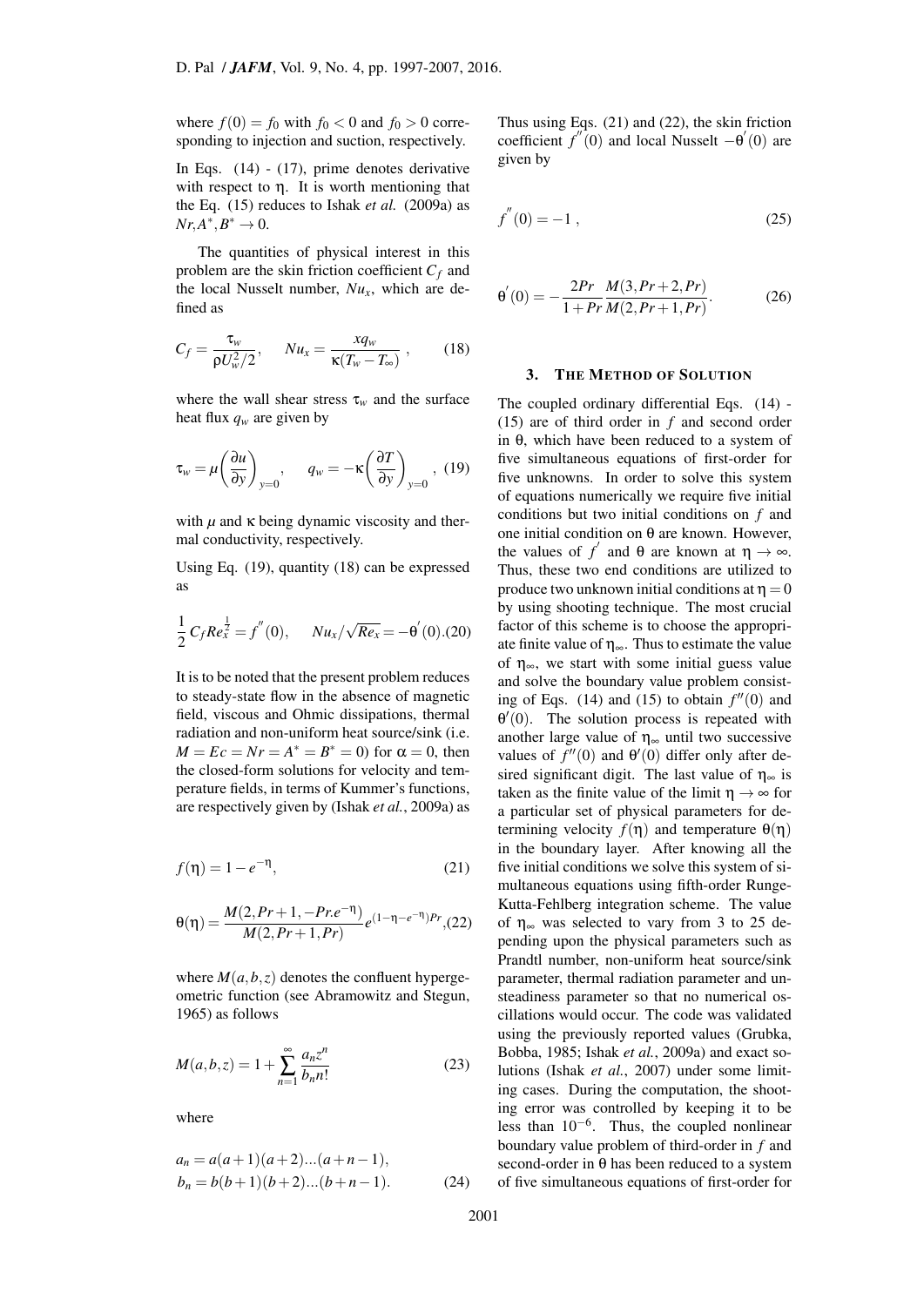where $f(0) = f_0$ with $f_0 < 0$ and $f_0 > 0$ corresponding to injection and suction, respectively.

In Eqs. (14) - (17), prime denotes derivative with respect to $\eta$. It is worth mentioning that the Eq. (15) reduces to Ishak *et al.* (2009a) as $Nr, A^*, B^* \to 0$.

The quantities of physical interest in this problem are the skin friction coefficient $C_f$ and the local Nusselt number, $Nu_x$, which are defined as

$$C_f = \frac{\tau_w}{\rho U_w^2/2}, \quad Nu_x = \frac{x q_w}{\kappa(T_w - T_\infty)}, \tag{18}$$

where the wall shear stress $\tau_w$ and the surface heat flux $q_w$ are given by

$$\tau_w = \mu\left(\frac{\partial u}{\partial y}\right)_{y=0}, \quad q_w = -\kappa\left(\frac{\partial T}{\partial y}\right)_{y=0}, \tag{19}$$

with $\mu$ and $\kappa$ being dynamic viscosity and thermal conductivity, respectively.

Using Eq. (19), quantity (18) can be expressed as

$$\frac{1}{2} C_f Re_x^{\frac{1}{2}} = f''(0), \quad Nu_x/\sqrt{Re_x} = -\theta'(0). \tag{20}$$

It is to be noted that the present problem reduces to steady-state flow in the absence of magnetic field, viscous and Ohmic dissipations, thermal radiation and non-uniform heat source/sink (i.e. $M = Ec = Nr = A^* = B^* = 0$) for $\alpha = 0$, then the closed-form solutions for velocity and temperature fields, in terms of Kummer's functions, are respectively given by (Ishak *et al.*, 2009a) as

$$f(\eta) = 1 - e^{-\eta}, \tag{21}$$

$$\theta(\eta) = \frac{M(2, Pr+1, -Pr.e^{-\eta})}{M(2, Pr+1, Pr)} e^{(1-\eta-e^{-\eta})Pr}, \tag{22}$$

where $M(a, b, z)$ denotes the confluent hypergeometric function (see Abramowitz and Stegun, 1965) as follows

$$M(a, b, z) = 1 + \sum_{n=1}^{\infty} \frac{a_n z^n}{b_n n!} \tag{23}$$

where

$$a_n = a(a+1)(a+2)...(a+n-1),$$
$$b_n = b(b+1)(b+2)...(b+n-1). \tag{24}$$

Thus using Eqs. (21) and (22), the skin friction coefficient $f''(0)$ and local Nusselt $-\theta'(0)$ are given by

$$f''(0) = -1, \tag{25}$$

$$\theta'(0) = -\frac{2Pr}{1+Pr} \frac{M(3, Pr+2, Pr)}{M(2, Pr+1, Pr)}. \tag{26}$$

## 3. The Method of Solution

The coupled ordinary differential Eqs. (14) - (15) are of third order in $f$ and second order in $\theta$, which have been reduced to a system of five simultaneous equations of first-order for five unknowns. In order to solve this system of equations numerically we require five initial conditions but two initial conditions on $f$ and one initial condition on $\theta$ are known. However, the values of $f'$ and $\theta$ are known at $\eta \to \infty$. Thus, these two end conditions are utilized to produce two unknown initial conditions at $\eta = 0$ by using shooting technique. The most crucial factor of this scheme is to choose the appropriate finite value of $\eta_\infty$. Thus to estimate the value of $\eta_\infty$, we start with some initial guess value and solve the boundary value problem consisting of Eqs. (14) and (15) to obtain $f''(0)$ and $\theta'(0)$. The solution process is repeated with another large value of $\eta_\infty$ until two successive values of $f''(0)$ and $\theta'(0)$ differ only after desired significant digit. The last value of $\eta_\infty$ is taken as the finite value of the limit $\eta \to \infty$ for a particular set of physical parameters for determining velocity $f(\eta)$ and temperature $\theta(\eta)$ in the boundary layer. After knowing all the five initial conditions we solve this system of simultaneous equations using fifth-order Runge-Kutta-Fehlberg integration scheme. The value of $\eta_\infty$ was selected to vary from 3 to 25 depending upon the physical parameters such as Prandtl number, non-uniform heat source/sink parameter, thermal radiation parameter and unsteadiness parameter so that no numerical oscillations would occur. The code was validated using the previously reported values (Grubka, Bobba, 1985; Ishak *et al.*, 2009a) and exact solutions (Ishak *et al.*, 2007) under some limiting cases. During the computation, the shooting error was controlled by keeping it to be less than $10^{-6}$. Thus, the coupled nonlinear boundary value problem of third-order in $f$ and second-order in $\theta$ has been reduced to a system of five simultaneous equations of first-order for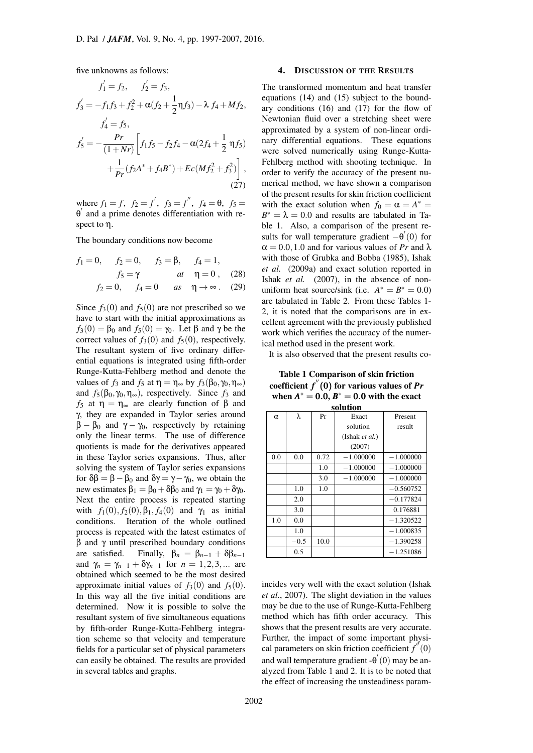five unknowns as follows:

$$f_1' = f_2, \quad f_2' = f_3,$$
$$f_3' = -f_1 f_3 + f_2^2 + \alpha(f_2 + \frac{1}{2}\eta f_3) - \lambda\, f_4 + M f_2,$$
$$f_4' = f_5,$$
$$f_5' = -\frac{Pr}{(1+Nr)}\left[f_1 f_5 - f_2 f_4 - \alpha(2f_4 + \frac{1}{2}\,\eta f_5) + \frac{1}{Pr}(f_2 A^* + f_4 B^*) + Ec(M f_2^2 + f_3^2)\right], \tag{27}$$

where $f_1 = f,\ f_2 = f',\ f_3 = f'',\ f_4 = \theta,\ f_5 = \theta'$ and a prime denotes differentiation with respect to $\eta$.

The boundary conditions now become

$$f_1 = 0, \quad f_2 = 0, \quad f_3 = \beta, \quad f_4 = 1, \quad f_5 = \gamma \quad at \quad \eta = 0, \tag{28}$$
$$f_2 = 0, \quad f_4 = 0 \quad as \quad \eta \to \infty. \tag{29}$$

Since $f_3(0)$ and $f_5(0)$ are not prescribed so we have to start with the initial approximations as $f_3(0) = \beta_0$ and $f_5(0) = \gamma_0$. Let $\beta$ and $\gamma$ be the correct values of $f_3(0)$ and $f_5(0)$, respectively. The resultant system of five ordinary differential equations is integrated using fifth-order Runge-Kutta-Fehlberg method and denote the values of $f_3$ and $f_5$ at $\eta = \eta_\infty$ by $f_3(\beta_0, \gamma_0, \eta_\infty)$ and $f_5(\beta_0, \gamma_0, \eta_\infty)$, respectively. Since $f_3$ and $f_5$ at $\eta = \eta_\infty$ are clearly function of $\beta$ and $\gamma$, they are expanded in Taylor series around $\beta - \beta_0$ and $\gamma - \gamma_0$, respectively by retaining only the linear terms. The use of difference quotients is made for the derivatives appeared in these Taylor series expansions. Thus, after solving the system of Taylor series expansions for $\delta\beta = \beta - \beta_0$ and $\delta\gamma = \gamma - \gamma_0$, we obtain the new estimates $\beta_1 = \beta_0 + \delta\beta_0$ and $\gamma_1 = \gamma_0 + \delta\gamma_0$. Next the entire process is repeated starting with $f_1(0), f_2(0), \beta_1, f_4(0)$ and $\gamma_1$ as initial conditions. Iteration of the whole outlined process is repeated with the latest estimates of $\beta$ and $\gamma$ until prescribed boundary conditions are satisfied. Finally, $\beta_n = \beta_{n-1} + \delta\beta_{n-1}$ and $\gamma_n = \gamma_{n-1} + \delta\gamma_{n-1}$ for $n = 1, 2, 3, ...$ are obtained which seemed to be the most desired approximate initial values of $f_3(0)$ and $f_5(0)$. In this way all the five initial conditions are determined. Now it is possible to solve the resultant system of five simultaneous equations by fifth-order Runge-Kutta-Fehlberg integration scheme so that velocity and temperature fields for a particular set of physical parameters can easily be obtained. The results are provided in several tables and graphs.

## 4. DISCUSSION OF THE RESULTS

The transformed momentum and heat transfer equations (14) and (15) subject to the boundary conditions (16) and (17) for the flow of Newtonian fluid over a stretching sheet were approximated by a system of non-linear ordinary differential equations. These equations were solved numerically using Runge-Kutta-Fehlberg method with shooting technique. In order to verify the accuracy of the present numerical method, we have shown a comparison of the present results for skin friction coefficient with the exact solution when $f_0 = \alpha = A^* = B^* = \lambda = 0.0$ and results are tabulated in Table 1. Also, a comparison of the present results for wall temperature gradient $-\theta'(0)$ for $\alpha = 0.0, 1.0$ and for various values of $Pr$ and $\lambda$ with those of Grubka and Bobba (1985), Ishak *et al.* (2009a) and exact solution reported in Ishak *et al.* (2007), in the absence of non-uniform heat source/sink (i.e. $A^* = B^* = 0.0$) are tabulated in Table 2. From these Tables 1-2, it is noted that the comparisons are in excellent agreement with the previously published work which verifies the accuracy of the numerical method used in the present work.

It is also observed that the present results coincides very well with the exact solution (Ishak *et al.*, 2007). The slight deviation in the values may be due to the use of Runge-Kutta-Fehlberg method which has fifth order accuracy. This shows that the present results are very accurate. Further, the impact of some important physical parameters on skin friction coefficient $f''(0)$ and wall temperature gradient $-\theta'(0)$ may be analyzed from Table 1 and 2. It is to be noted that the effect of increasing the unsteadiness param-

**Table 1 Comparison of skin friction coefficient $f''(0)$ for various values of $Pr$ when $A^* = 0.0, B^* = 0.0$ with the exact solution**

| $\alpha$ | $\lambda$ | Pr | Exact solution (Ishak *et al.*) (2007) | Present result |
|---|---|---|---|---|
| 0.0 | 0.0 | 0.72 | −1.000000 | −1.000000 |
| | | 1.0 | −1.000000 | −1.000000 |
| | | 3.0 | −1.000000 | −1.000000 |
| | 1.0 | 1.0 | | −0.560752 |
| | 2.0 | | | −0.177824 |
| | 3.0 | | | 0.176881 |
| 1.0 | 0.0 | | | −1.320522 |
| | 1.0 | | | −1.000835 |
| | −0.5 | 10.0 | | −1.390258 |
| | 0.5 | | | −1.251086 |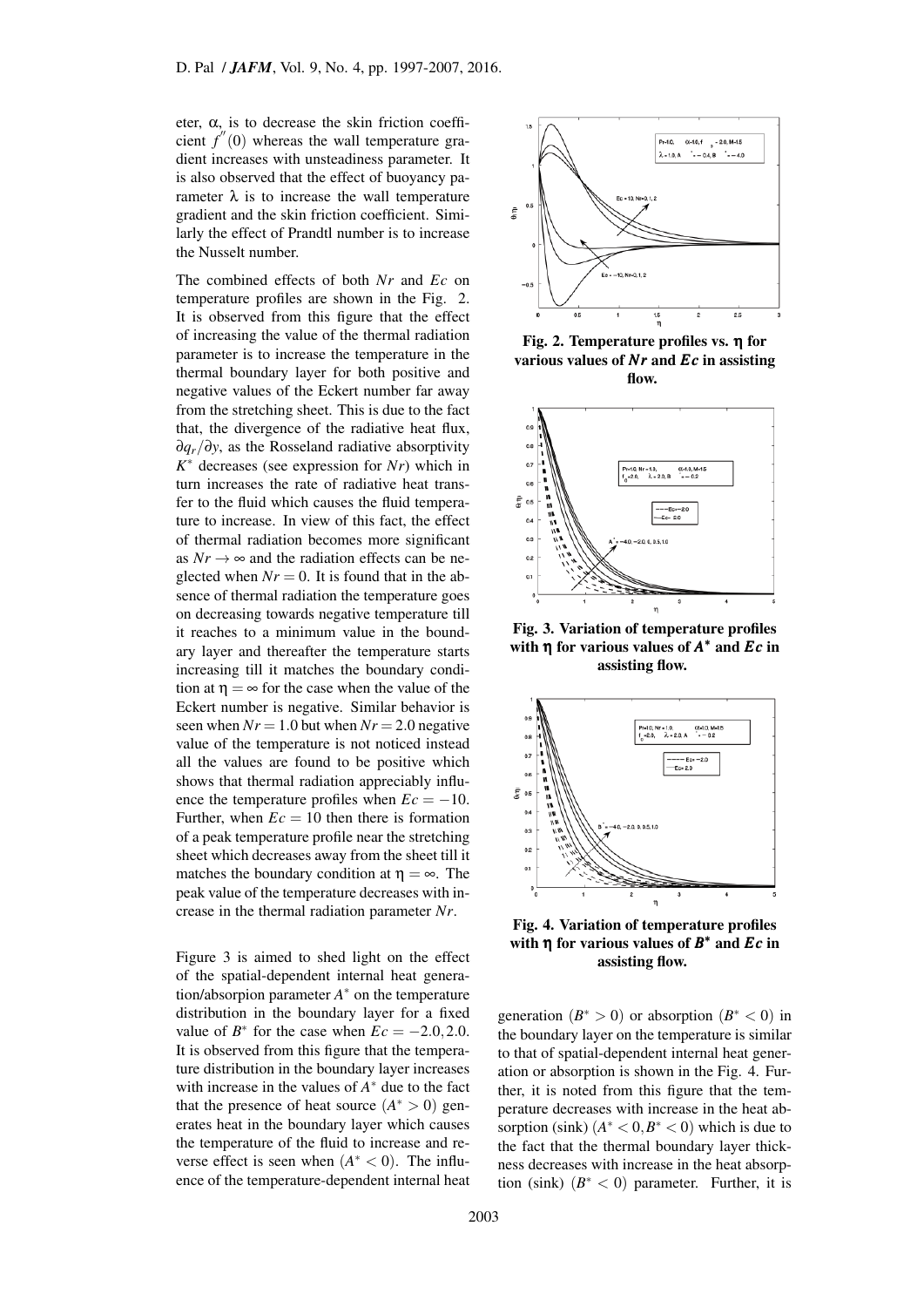eter, $\alpha$, is to decrease the skin friction coefficient $f''(0)$ whereas the wall temperature gradient increases with unsteadiness parameter. It is also observed that the effect of buoyancy parameter $\lambda$ is to increase the wall temperature gradient and the skin friction coefficient. Similarly the effect of Prandtl number is to increase the Nusselt number.

The combined effects of both $Nr$ and $Ec$ on temperature profiles are shown in the Fig. 2. It is observed from this figure that the effect of increasing the value of the thermal radiation parameter is to increase the temperature in the thermal boundary layer for both positive and negative values of the Eckert number far away from the stretching sheet. This is due to the fact that, the divergence of the radiative heat flux, $\partial q_r/\partial y$, as the Rosseland radiative absorptivity $K^*$ decreases (see expression for $Nr$) which in turn increases the rate of radiative heat transfer to the fluid which causes the fluid temperature to increase. In view of this fact, the effect of thermal radiation becomes more significant as $Nr \to \infty$ and the radiation effects can be neglected when $Nr = 0$. It is found that in the absence of thermal radiation the temperature goes on decreasing towards negative temperature till it reaches to a minimum value in the boundary layer and thereafter the temperature starts increasing till it matches the boundary condition at $\eta = \infty$ for the case when the value of the Eckert number is negative. Similar behavior is seen when $Nr = 1.0$ but when $Nr = 2.0$ negative value of the temperature is not noticed instead all the values are found to be positive which shows that thermal radiation appreciably influence the temperature profiles when $Ec = -10$. Further, when $Ec = 10$ then there is formation of a peak temperature profile near the stretching sheet which decreases away from the sheet till it matches the boundary condition at $\eta = \infty$. The peak value of the temperature decreases with increase in the thermal radiation parameter $Nr$.

Figure 3 is aimed to shed light on the effect of the spatial-dependent internal heat generation/absorpion parameter $A^*$ on the temperature distribution in the boundary layer for a fixed value of $B^*$ for the case when $Ec = -2.0, 2.0$. It is observed from this figure that the temperature distribution in the boundary layer increases with increase in the values of $A^*$ due to the fact that the presence of heat source $(A^* > 0)$ generates heat in the boundary layer which causes the temperature of the fluid to increase and reverse effect is seen when $(A^* < 0)$. The influence of the temperature-dependent internal heat generation $(B^* > 0)$ or absorption $(B^* < 0)$ in the boundary layer on the temperature is similar to that of spatial-dependent internal heat generation or absorption is shown in the Fig. 4. Further, it is noted from this figure that the temperature decreases with increase in the heat absorption (sink) $(A^* < 0, B^* < 0)$ which is due to the fact that the thermal boundary layer thickness decreases with increase in the heat absorption (sink) $(B^* < 0)$ parameter. Further, it is

**Fig. 2. Temperature profiles vs. $\eta$ for various values of $Nr$ and $Ec$ in assisting flow.**

**Fig. 3. Variation of temperature profiles with $\eta$ for various values of $A^*$ and $Ec$ in assisting flow.**

**Fig. 4. Variation of temperature profiles with $\eta$ for various values of $B^*$ and $Ec$ in assisting flow.**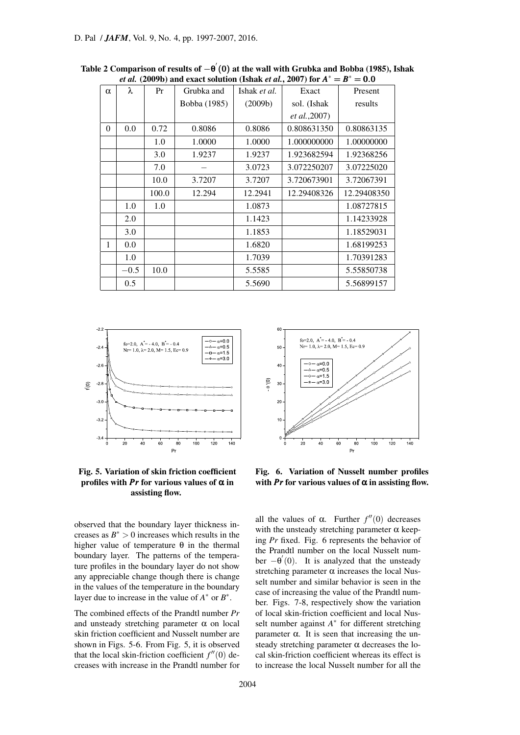**Table 2 Comparison of results of $-\theta'(0)$ at the wall with Grubka and Bobba (1985), Ishak *et al.* (2009b) and exact solution (Ishak *et al.*, 2007) for $A^* = B^* = 0.0$**

| $\alpha$ | $\lambda$ | Pr | Grubka and Bobba (1985) | Ishak *et al.* (2009b) | Exact sol. (Ishak *et al.*,2007) | Present results |
|---|---|---|---|---|---|---|
| 0 | 0.0 | 0.72 | 0.8086 | 0.8086 | 0.808631350 | 0.80863135 |
| | | 1.0 | 1.0000 | 1.0000 | 1.000000000 | 1.00000000 |
| | | 3.0 | 1.9237 | 1.9237 | 1.923682594 | 1.92368256 |
| | | 7.0 | – | 3.0723 | 3.072250207 | 3.07225020 |
| | | 10.0 | 3.7207 | 3.7207 | 3.720673901 | 3.72067391 |
| | | 100.0 | 12.294 | 12.2941 | 12.29408326 | 12.29408350 |
| | 1.0 | 1.0 | | 1.0873 | | 1.08727815 |
| | 2.0 | | | 1.1423 | | 1.14233928 |
| | 3.0 | | | 1.1853 | | 1.18529031 |
| 1 | 0.0 | | | 1.6820 | | 1.68199253 |
| | 1.0 | | | 1.7039 | | 1.70391283 |
| | $-0.5$ | 10.0 | | 5.5585 | | 5.55850738 |
| | 0.5 | | | 5.5690 | | 5.56899157 |

**Fig. 5. Variation of skin friction coefficient profiles with *Pr* for various values of $\alpha$ in assisting flow.**

**Fig. 6. Variation of Nusselt number profiles with *Pr* for various values of $\alpha$ in assisting flow.**

observed that the boundary layer thickness increases as $B^* > 0$ increases which results in the higher value of temperature $\theta$ in the thermal boundary layer. The patterns of the temperature profiles in the boundary layer do not show any appreciable change though there is change in the values of the temperature in the boundary layer due to increase in the value of $A^*$ or $B^*$.

The combined effects of the Prandtl number *Pr* and unsteady stretching parameter $\alpha$ on local skin friction coefficient and Nusselt number are shown in Figs. 5-6. From Fig. 5, it is observed that the local skin-friction coefficient $f''(0)$ decreases with increase in the Prandtl number for all the values of $\alpha$. Further $f''(0)$ decreases with the unsteady stretching parameter $\alpha$ keeping *Pr* fixed. Fig. 6 represents the behavior of the Prandtl number on the local Nusselt number $-\theta'(0)$. It is analyzed that the unsteady stretching parameter $\alpha$ increases the local Nusselt number and similar behavior is seen in the case of increasing the value of the Prandtl number. Figs. 7-8, respectively show the variation of local skin-friction coefficient and local Nusselt number against $A^*$ for different stretching parameter $\alpha$. It is seen that increasing the unsteady stretching parameter $\alpha$ decreases the local skin-friction coefficient whereas its effect is to increase the local Nusselt number for all the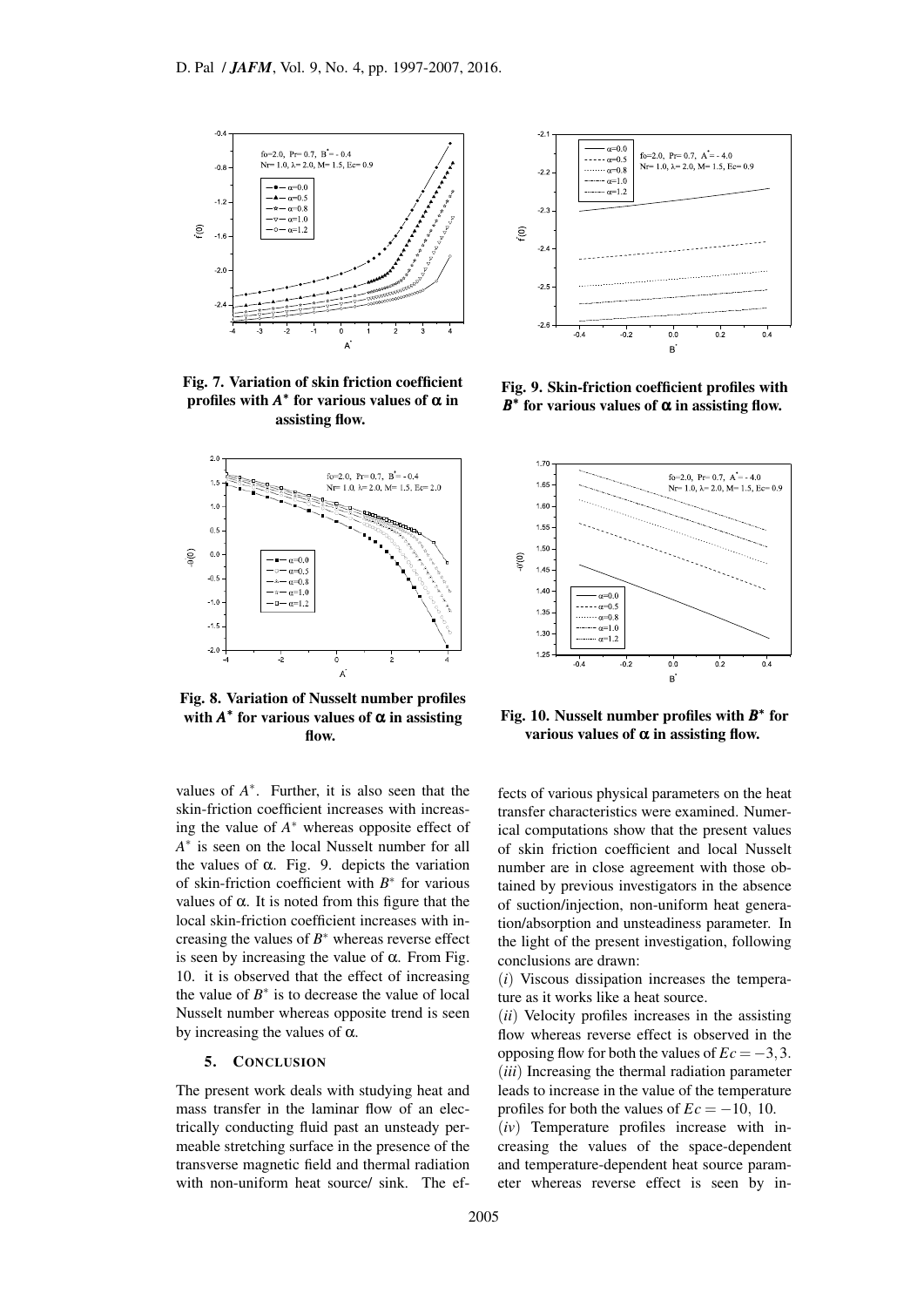Fig. 7. Variation of skin friction coefficient profiles with $A^*$ for various values of $\alpha$ in assisting flow.

Fig. 8. Variation of Nusselt number profiles with $A^*$ for various values of $\alpha$ in assisting flow.

Fig. 9. Skin-friction coefficient profiles with $B^*$ for various values of $\alpha$ in assisting flow.

Fig. 10. Nusselt number profiles with $B^*$ for various values of $\alpha$ in assisting flow.

values of $A^*$. Further, it is also seen that the skin-friction coefficient increases with increasing the value of $A^*$ whereas opposite effect of $A^*$ is seen on the local Nusselt number for all the values of $\alpha$. Fig. 9. depicts the variation of skin-friction coefficient with $B^*$ for various values of $\alpha$. It is noted from this figure that the local skin-friction coefficient increases with increasing the values of $B^*$ whereas reverse effect is seen by increasing the value of $\alpha$. From Fig. 10. it is observed that the effect of increasing the value of $B^*$ is to decrease the value of local Nusselt number whereas opposite trend is seen by increasing the values of $\alpha$.

## 5. CONCLUSION

The present work deals with studying heat and mass transfer in the laminar flow of an electrically conducting fluid past an unsteady permeable stretching surface in the presence of the transverse magnetic field and thermal radiation with non-uniform heat source/ sink. The effects of various physical parameters on the heat transfer characteristics were examined. Numerical computations show that the present values of skin friction coefficient and local Nusselt number are in close agreement with those obtained by previous investigators in the absence of suction/injection, non-uniform heat generation/absorption and unsteadiness parameter. In the light of the present investigation, following conclusions are drawn:

($i$) Viscous dissipation increases the temperature as it works like a heat source.

($ii$) Velocity profiles increases in the assisting flow whereas reverse effect is observed in the opposing flow for both the values of $Ec = -3, 3$.

($iii$) Increasing the thermal radiation parameter leads to increase in the value of the temperature profiles for both the values of $Ec = -10,\ 10$.

($iv$) Temperature profiles increase with increasing the values of the space-dependent and temperature-dependent heat source parameter whereas reverse effect is seen by in-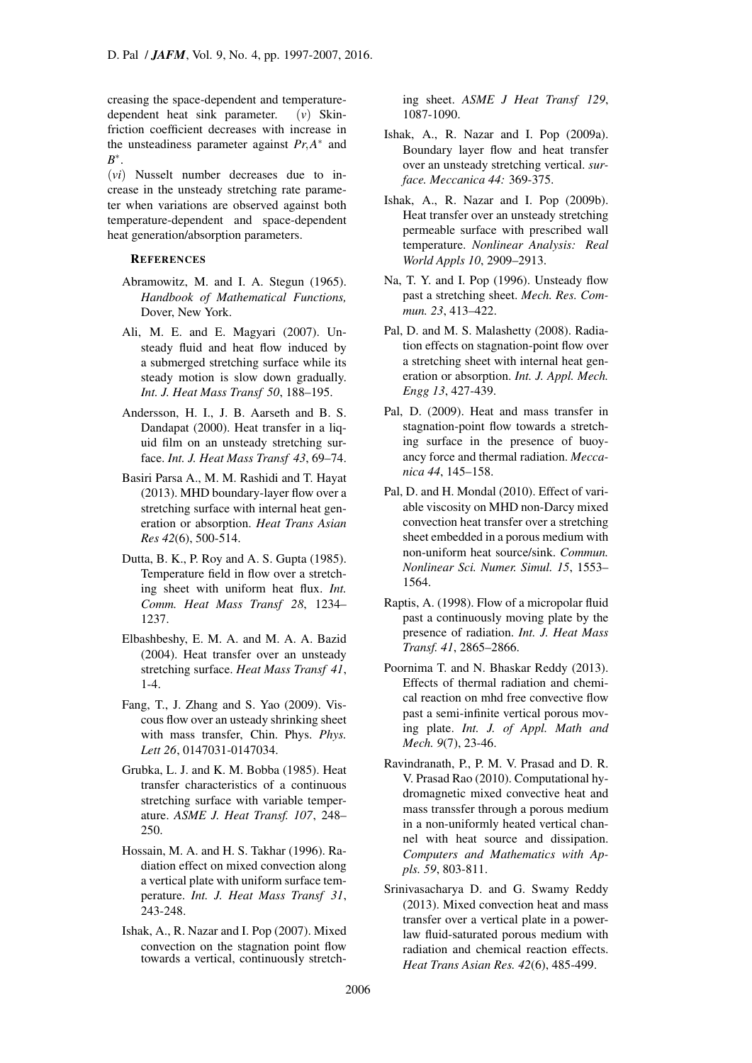creasing the space-dependent and temperature-dependent heat sink parameter. ($v$) Skin-friction coefficient decreases with increase in the unsteadiness parameter against $Pr$,$A^*$ and $B^*$.

($vi$) Nusselt number decreases due to increase in the unsteady stretching rate parameter when variations are observed against both temperature-dependent and space-dependent heat generation/absorption parameters.

## REFERENCES

Abramowitz, M. and I. A. Stegun (1965). *Handbook of Mathematical Functions,* Dover, New York.

Ali, M. E. and E. Magyari (2007). Unsteady fluid and heat flow induced by a submerged stretching surface while its steady motion is slow down gradually. *Int. J. Heat Mass Transf 50*, 188–195.

Andersson, H. I., J. B. Aarseth and B. S. Dandapat (2000). Heat transfer in a liquid film on an unsteady stretching surface. *Int. J. Heat Mass Transf 43*, 69–74.

Basiri Parsa A., M. M. Rashidi and T. Hayat (2013). MHD boundary-layer flow over a stretching surface with internal heat generation or absorption. *Heat Trans Asian Res 42*(6), 500-514.

Dutta, B. K., P. Roy and A. S. Gupta (1985). Temperature field in flow over a stretching sheet with uniform heat flux. *Int. Comm. Heat Mass Transf 28*, 1234–1237.

Elbashbeshy, E. M. A. and M. A. A. Bazid (2004). Heat transfer over an unsteady stretching surface. *Heat Mass Transf 41*, 1-4.

Fang, T., J. Zhang and S. Yao (2009). Viscous flow over an usteady shrinking sheet with mass transfer, Chin. Phys. *Phys. Lett 26*, 0147031-0147034.

Grubka, L. J. and K. M. Bobba (1985). Heat transfer characteristics of a continuous stretching surface with variable temperature. *ASME J. Heat Transf. 107*, 248–250.

Hossain, M. A. and H. S. Takhar (1996). Radiation effect on mixed convection along a vertical plate with uniform surface temperature. *Int. J. Heat Mass Transf 31*, 243-248.

Ishak, A., R. Nazar and I. Pop (2007). Mixed convection on the stagnation point flow towards a vertical, continuously stretching sheet. *ASME J Heat Transf 129*, 1087-1090.

Ishak, A., R. Nazar and I. Pop (2009a). Boundary layer flow and heat transfer over an unsteady stretching vertical. *surface. Meccanica 44:* 369-375.

Ishak, A., R. Nazar and I. Pop (2009b). Heat transfer over an unsteady stretching permeable surface with prescribed wall temperature. *Nonlinear Analysis: Real World Appls 10*, 2909–2913.

Na, T. Y. and I. Pop (1996). Unsteady flow past a stretching sheet. *Mech. Res. Commun. 23*, 413–422.

Pal, D. and M. S. Malashetty (2008). Radiation effects on stagnation-point flow over a stretching sheet with internal heat generation or absorption. *Int. J. Appl. Mech. Engg 13*, 427-439.

Pal, D. (2009). Heat and mass transfer in stagnation-point flow towards a stretching surface in the presence of buoyancy force and thermal radiation. *Meccanica 44*, 145–158.

Pal, D. and H. Mondal (2010). Effect of variable viscosity on MHD non-Darcy mixed convection heat transfer over a stretching sheet embedded in a porous medium with non-uniform heat source/sink. *Commun. Nonlinear Sci. Numer. Simul. 15*, 1553–1564.

Raptis, A. (1998). Flow of a micropolar fluid past a continuously moving plate by the presence of radiation. *Int. J. Heat Mass Transf. 41*, 2865–2866.

Poornima T. and N. Bhaskar Reddy (2013). Effects of thermal radiation and chemical reaction on mhd free convective flow past a semi-infinite vertical porous moving plate. *Int. J. of Appl. Math and Mech. 9*(7), 23-46.

Ravindranath, P., P. M. V. Prasad and D. R. V. Prasad Rao (2010). Computational hydromagnetic mixed convective heat and mass transsfer through a porous medium in a non-uniformly heated vertical channel with heat source and dissipation. *Computers and Mathematics with Apls. 59*, 803-811.

Srinivasacharya D. and G. Swamy Reddy (2013). Mixed convection heat and mass transfer over a vertical plate in a power-law fluid-saturated porous medium with radiation and chemical reaction effects. *Heat Trans Asian Res. 42*(6), 485-499.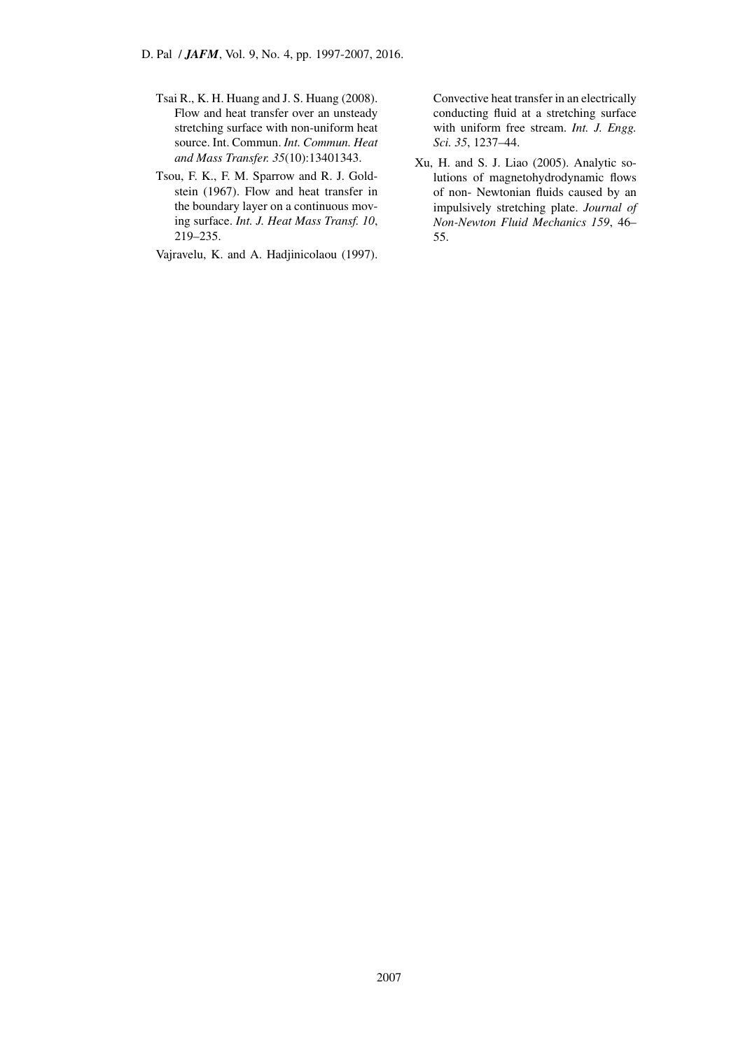Tsai R., K. H. Huang and J. S. Huang (2008). Flow and heat transfer over an unsteady stretching surface with non-uniform heat source. Int. Commun. *Int. Commun. Heat and Mass Transfer. 35*(10):13401343.

Tsou, F. K., F. M. Sparrow and R. J. Goldstein (1967). Flow and heat transfer in the boundary layer on a continuous moving surface. *Int. J. Heat Mass Transf. 10*, 219–235.

Vajravelu, K. and A. Hadjinicolaou (1997). Convective heat transfer in an electrically conducting fluid at a stretching surface with uniform free stream. *Int. J. Engg. Sci. 35*, 1237–44.

Xu, H. and S. J. Liao (2005). Analytic solutions of magnetohydrodynamic flows of non- Newtonian fluids caused by an impulsively stretching plate. *Journal of Non-Newton Fluid Mechanics 159*, 46–55.